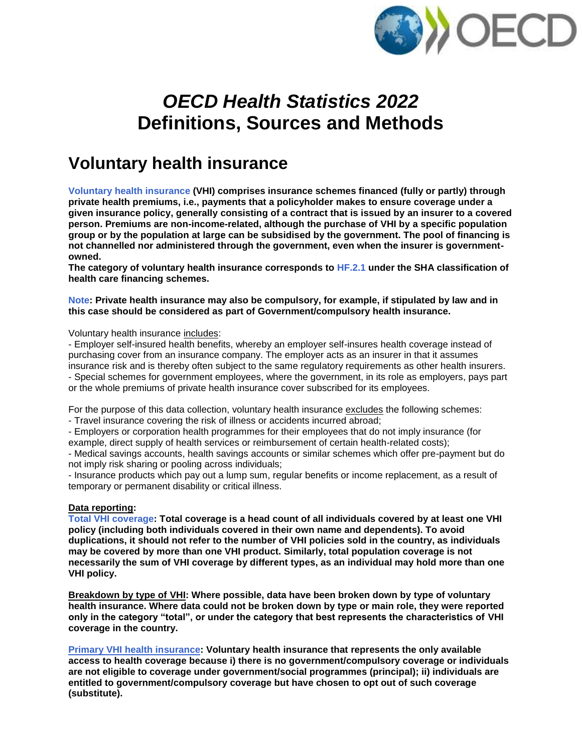# *OECD Health Statistics 2022*
# Definitions, Sources and Methods

## Voluntary health insurance

**Voluntary health insurance (VHI) comprises insurance schemes financed (fully or partly) through private health premiums, i.e., payments that a policyholder makes to ensure coverage under a given insurance policy, generally consisting of a contract that is issued by an insurer to a covered person. Premiums are non-income-related, although the purchase of VHI by a specific population group or by the population at large can be subsidised by the government. The pool of financing is not channelled nor administered through the government, even when the insurer is government-owned.**
**The category of voluntary health insurance corresponds to HF.2.1 under the SHA classification of health care financing schemes.**

**Note: Private health insurance may also be compulsory, for example, if stipulated by law and in this case should be considered as part of Government/compulsory health insurance.**

Voluntary health insurance includes:
- Employer self-insured health benefits, whereby an employer self-insures health coverage instead of purchasing cover from an insurance company. The employer acts as an insurer in that it assumes insurance risk and is thereby often subject to the same regulatory requirements as other health insurers.
- Special schemes for government employees, where the government, in its role as employers, pays part or the whole premiums of private health insurance cover subscribed for its employees.

For the purpose of this data collection, voluntary health insurance excludes the following schemes:
- Travel insurance covering the risk of illness or accidents incurred abroad;
- Employers or corporation health programmes for their employees that do not imply insurance (for example, direct supply of health services or reimbursement of certain health-related costs);
- Medical savings accounts, health savings accounts or similar schemes which offer pre-payment but do not imply risk sharing or pooling across individuals;
- Insurance products which pay out a lump sum, regular benefits or income replacement, as a result of temporary or permanent disability or critical illness.

**Data reporting:**
**Total VHI coverage: Total coverage is a head count of all individuals covered by at least one VHI policy (including both individuals covered in their own name and dependents). To avoid duplications, it should not refer to the number of VHI policies sold in the country, as individuals may be covered by more than one VHI product. Similarly, total population coverage is not necessarily the sum of VHI coverage by different types, as an individual may hold more than one VHI policy.**

**Breakdown by type of VHI: Where possible, data have been broken down by type of voluntary health insurance. Where data could not be broken down by type or main role, they were reported only in the category "total", or under the category that best represents the characteristics of VHI coverage in the country.**

**Primary VHI health insurance: Voluntary health insurance that represents the only available access to health coverage because i) there is no government/compulsory coverage or individuals are not eligible to coverage under government/social programmes (principal); ii) individuals are entitled to government/compulsory coverage but have chosen to opt out of such coverage (substitute).**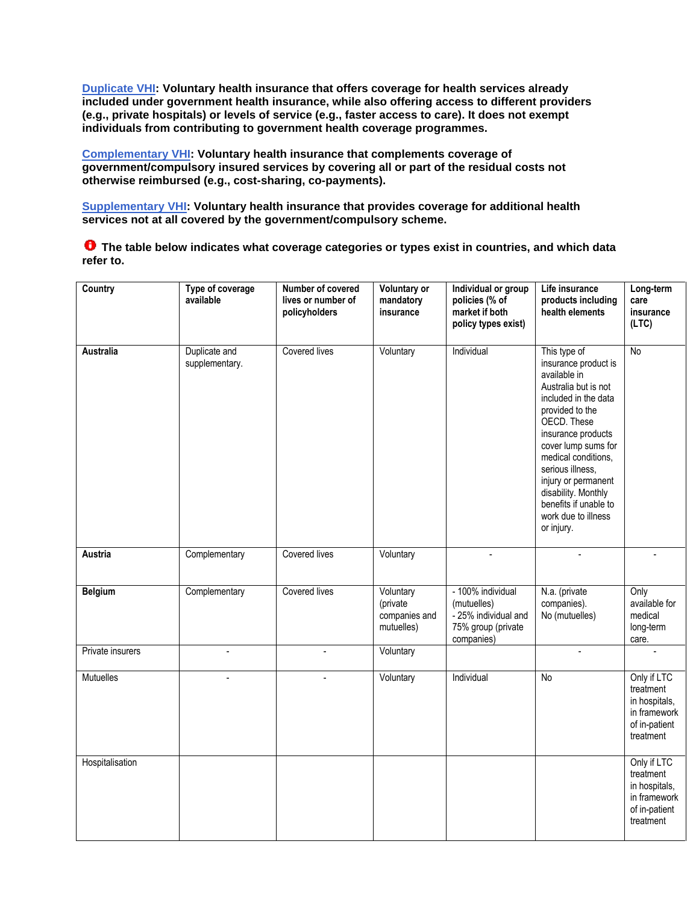**Duplicate VHI: Voluntary health insurance that offers coverage for health services already included under government health insurance, while also offering access to different providers (e.g., private hospitals) or levels of service (e.g., faster access to care). It does not exempt individuals from contributing to government health coverage programmes.**

**Complementary VHI: Voluntary health insurance that complements coverage of government/compulsory insured services by covering all or part of the residual costs not otherwise reimbursed (e.g., cost-sharing, co-payments).**

**Supplementary VHI: Voluntary health insurance that provides coverage for additional health services not at all covered by the government/compulsory scheme.**

**The table below indicates what coverage categories or types exist in countries, and which data refer to.**

| Country | Type of coverage available | Number of covered lives or number of policyholders | Voluntary or mandatory insurance | Individual or group policies (% of market if both policy types exist) | Life insurance products including health elements | Long-term care insurance (LTC) |
|---|---|---|---|---|---|---|
| **Australia** | Duplicate and supplementary. | Covered lives | Voluntary | Individual | This type of insurance product is available in Australia but is not included in the data provided to the OECD. These insurance products cover lump sums for medical conditions, serious illness, injury or permanent disability. Monthly benefits if unable to work due to illness or injury. | No |
| **Austria** | Complementary | Covered lives | Voluntary | - | - | - |
| **Belgium** | Complementary | Covered lives | Voluntary (private companies and mutuelles) | - 100% individual (mutuelles)<br>- 25% individual and 75% group (private companies) | N.a. (private companies).<br>No (mutuelles) | Only available for medical long-term care. |
| Private insurers | - | - | Voluntary | | - | - |
| Mutuelles | - | - | Voluntary | Individual | No | Only if LTC treatment in hospitals, in framework of in-patient treatment |
| Hospitalisation | | | | | | Only if LTC treatment in hospitals, in framework of in-patient treatment |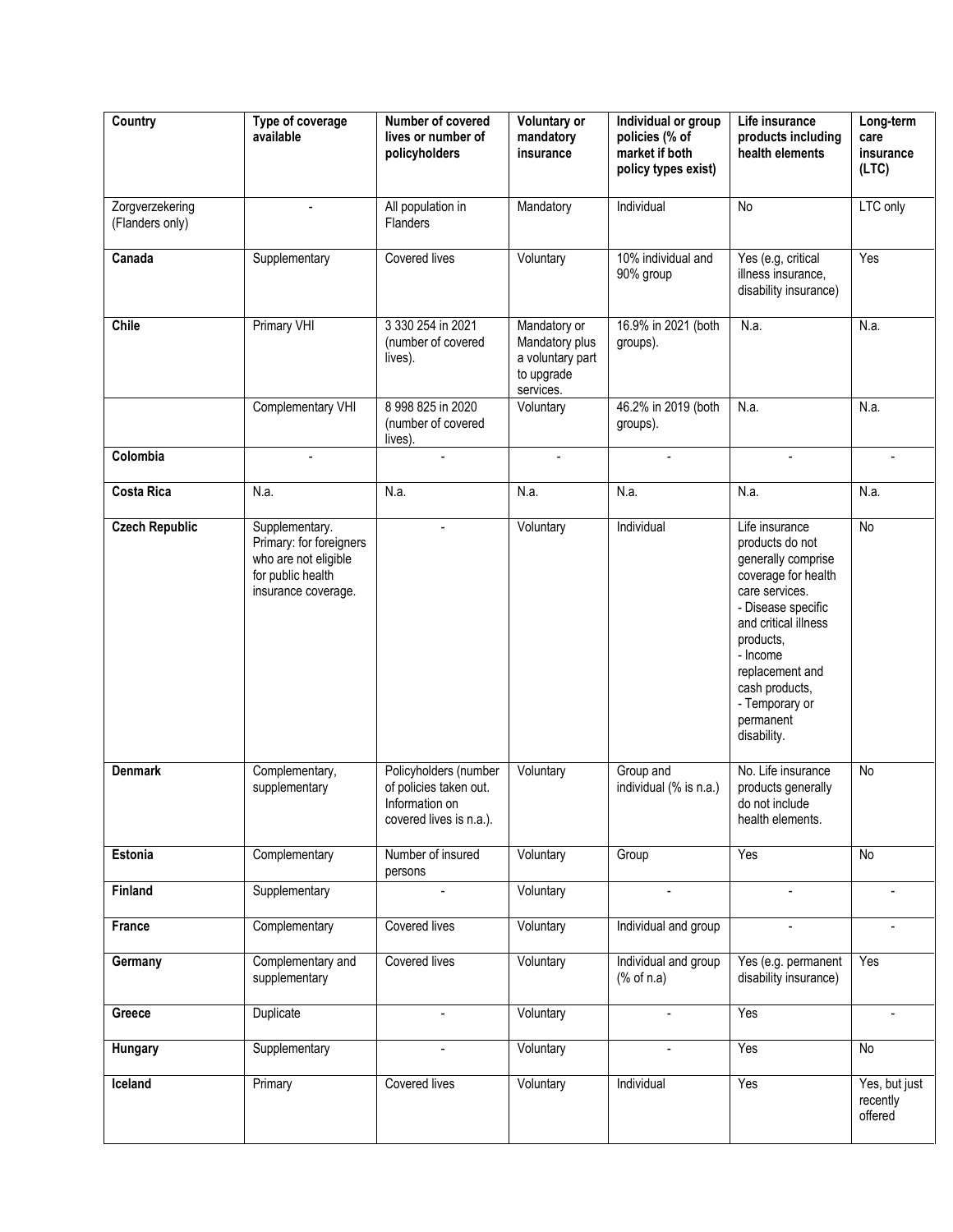| Country | Type of coverage available | Number of covered lives or number of policyholders | Voluntary or mandatory insurance | Individual or group policies (% of market if both policy types exist) | Life insurance products including health elements | Long-term care insurance (LTC) |
|---|---|---|---|---|---|---|
| Zorgverzekering (Flanders only) | - | All population in Flanders | Mandatory | Individual | No | LTC only |
| **Canada** | Supplementary | Covered lives | Voluntary | 10% individual and 90% group | Yes (e.g, critical illness insurance, disability insurance) | Yes |
| **Chile** | Primary VHI | 3 330 254 in 2021 (number of covered lives). | Mandatory or Mandatory plus a voluntary part to upgrade services. | 16.9% in 2021 (both groups). | N.a. | N.a. |
| | Complementary VHI | 8 998 825 in 2020 (number of covered lives). | Voluntary | 46.2% in 2019 (both groups). | N.a. | N.a. |
| **Colombia** | - | - | - | - | - | - |
| **Costa Rica** | N.a. | N.a. | N.a. | N.a. | N.a. | N.a. |
| **Czech Republic** | Supplementary. Primary: for foreigners who are not eligible for public health insurance coverage. | - | Voluntary | Individual | Life insurance products do not generally comprise coverage for health care services. - Disease specific and critical illness products, - Income replacement and cash products, - Temporary or permanent disability. | No |
| **Denmark** | Complementary, supplementary | Policyholders (number of policies taken out. Information on covered lives is n.a.). | Voluntary | Group and individual (% is n.a.) | No. Life insurance products generally do not include health elements. | No |
| **Estonia** | Complementary | Number of insured persons | Voluntary | Group | Yes | No |
| **Finland** | Supplementary | - | Voluntary | - | - | - |
| **France** | Complementary | Covered lives | Voluntary | Individual and group | - | - |
| **Germany** | Complementary and supplementary | Covered lives | Voluntary | Individual and group (% of n.a) | Yes (e.g. permanent disability insurance) | Yes |
| **Greece** | Duplicate | - | Voluntary | - | Yes | - |
| **Hungary** | Supplementary | - | Voluntary | - | Yes | No |
| **Iceland** | Primary | Covered lives | Voluntary | Individual | Yes | Yes, but just recently offered |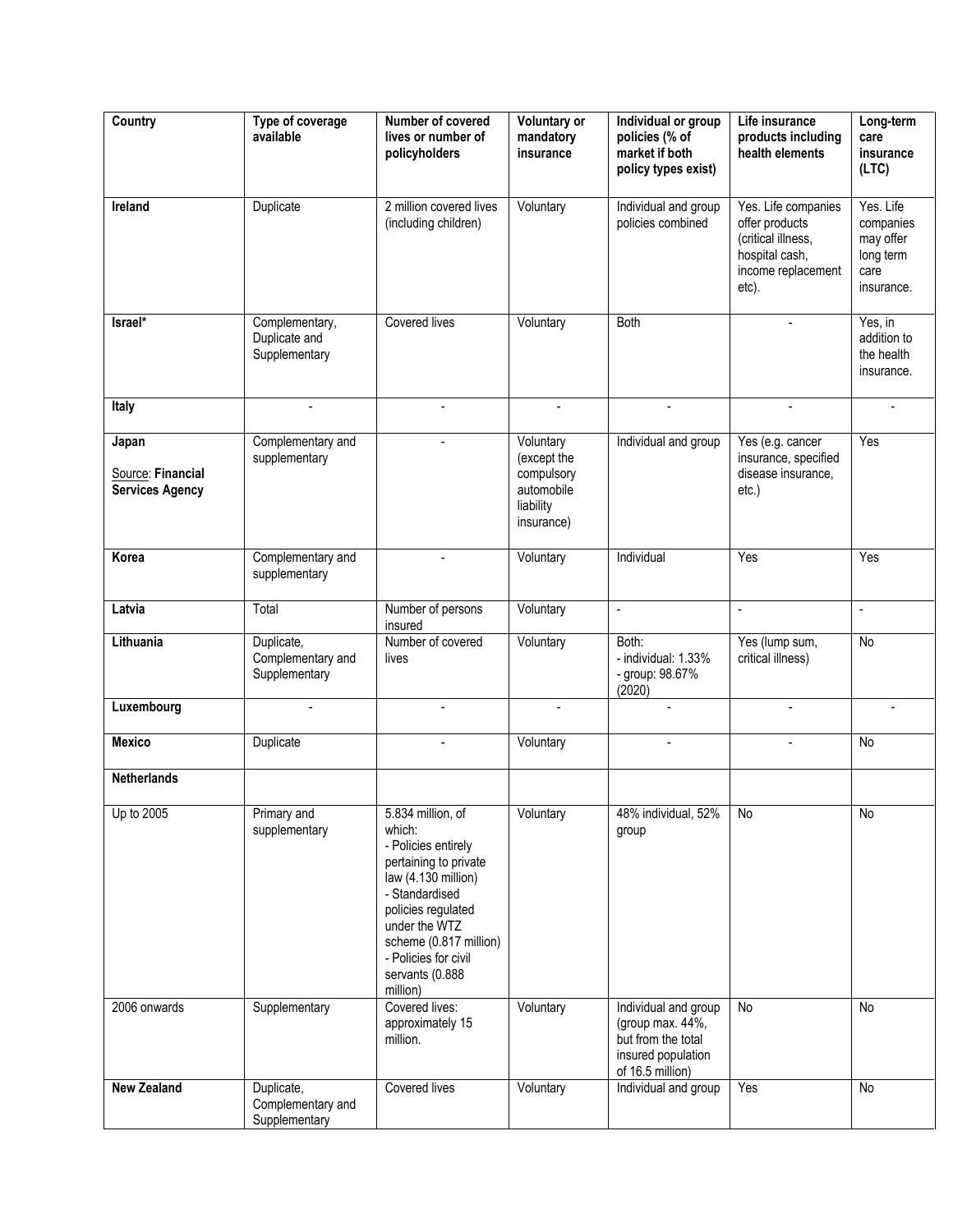| Country | Type of coverage available | Number of covered lives or number of policyholders | Voluntary or mandatory insurance | Individual or group policies (% of market if both policy types exist) | Life insurance products including health elements | Long-term care insurance (LTC) |
|---|---|---|---|---|---|---|
| **Ireland** | Duplicate | 2 million covered lives (including children) | Voluntary | Individual and group policies combined | Yes. Life companies offer products (critical illness, hospital cash, income replacement etc). | Yes. Life companies may offer long term care insurance. |
| **Israel*** | Complementary, Duplicate and Supplementary | Covered lives | Voluntary | Both | - | Yes, in addition to the health insurance. |
| **Italy** | - | - | - | - | - | - |
| **Japan** Source: **Financial Services Agency** | Complementary and supplementary | - | Voluntary (except the compulsory automobile liability insurance) | Individual and group | Yes (e.g. cancer insurance, specified disease insurance, etc.) | Yes |
| **Korea** | Complementary and supplementary | - | Voluntary | Individual | Yes | Yes |
| **Latvia** | Total | Number of persons insured | Voluntary | - | - | - |
| **Lithuania** | Duplicate, Complementary and Supplementary | Number of covered lives | Voluntary | Both: - individual: 1.33% - group: 98.67% (2020) | Yes (lump sum, critical illness) | No |
| **Luxembourg** | - | - | - | - | - | - |
| **Mexico** | Duplicate | - | Voluntary | - | - | No |
| **Netherlands** | | | | | | |
| Up to 2005 | Primary and supplementary | 5.834 million, of which: - Policies entirely pertaining to private law (4.130 million) - Standardised policies regulated under the WTZ scheme (0.817 million) - Policies for civil servants (0.888 million) | Voluntary | 48% individual, 52% group | No | No |
| 2006 onwards | Supplementary | Covered lives: approximately 15 million. | Voluntary | Individual and group (group max. 44%, but from the total insured population of 16.5 million) | No | No |
| **New Zealand** | Duplicate, Complementary and Supplementary | Covered lives | Voluntary | Individual and group | Yes | No |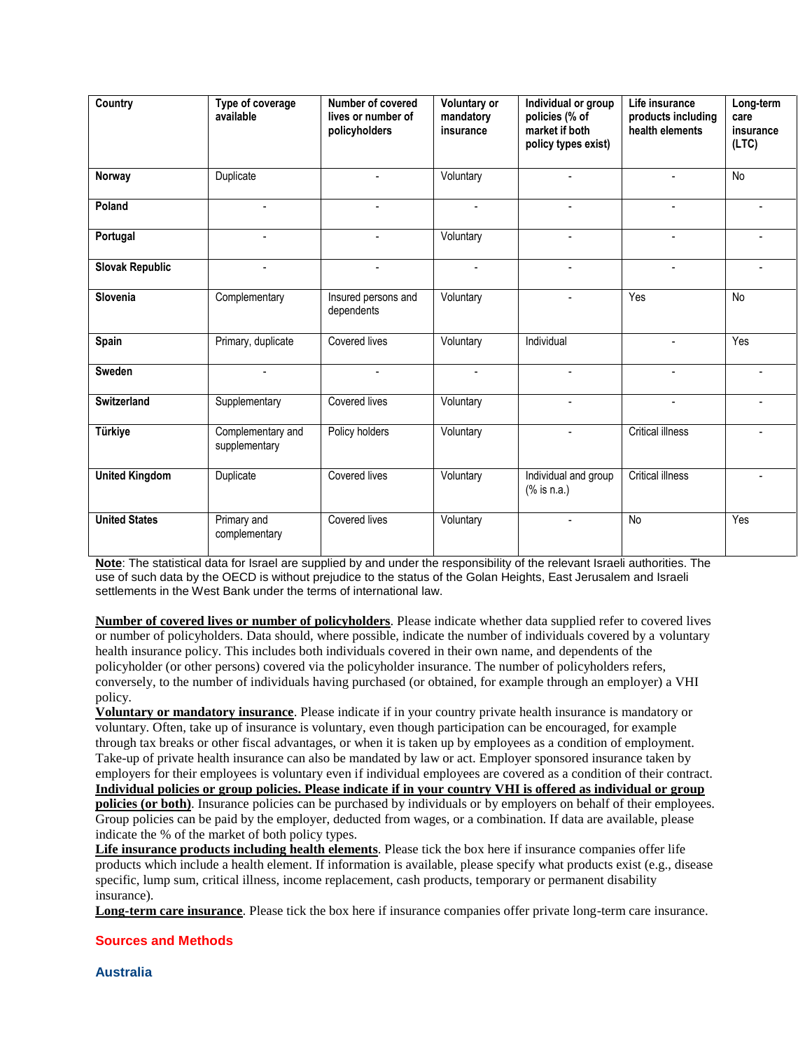| Country | Type of coverage available | Number of covered lives or number of policyholders | Voluntary or mandatory insurance | Individual or group policies (% of market if both policy types exist) | Life insurance products including health elements | Long-term care insurance (LTC) |
|---|---|---|---|---|---|---|
| **Norway** | Duplicate | - | Voluntary | - | - | No |
| **Poland** | - | - | - | - | - | - |
| **Portugal** | - | - | Voluntary | - | - | - |
| **Slovak Republic** | - | - | - | - | - | - |
| **Slovenia** | Complementary | Insured persons and dependents | Voluntary | - | Yes | No |
| **Spain** | Primary, duplicate | Covered lives | Voluntary | Individual | - | Yes |
| **Sweden** | - | - | - | - | - | - |
| **Switzerland** | Supplementary | Covered lives | Voluntary | - | - | - |
| **Türkiye** | Complementary and supplementary | Policy holders | Voluntary | - | Critical illness | - |
| **United Kingdom** | Duplicate | Covered lives | Voluntary | Individual and group (% is n.a.) | Critical illness | - |
| **United States** | Primary and complementary | Covered lives | Voluntary | - | No | Yes |

**Note**: The statistical data for Israel are supplied by and under the responsibility of the relevant Israeli authorities. The use of such data by the OECD is without prejudice to the status of the Golan Heights, East Jerusalem and Israeli settlements in the West Bank under the terms of international law.

**Number of covered lives or number of policyholders**. Please indicate whether data supplied refer to covered lives or number of policyholders. Data should, where possible, indicate the number of individuals covered by a voluntary health insurance policy. This includes both individuals covered in their own name, and dependents of the policyholder (or other persons) covered via the policyholder insurance. The number of policyholders refers, conversely, to the number of individuals having purchased (or obtained, for example through an employer) a VHI policy.

**Voluntary or mandatory insurance**. Please indicate if in your country private health insurance is mandatory or voluntary. Often, take up of insurance is voluntary, even though participation can be encouraged, for example through tax breaks or other fiscal advantages, or when it is taken up by employees as a condition of employment. Take-up of private health insurance can also be mandated by law or act. Employer sponsored insurance taken by employers for their employees is voluntary even if individual employees are covered as a condition of their contract.

**Individual policies or group policies. Please indicate if in your country VHI is offered as individual or group policies (or both)**. Insurance policies can be purchased by individuals or by employers on behalf of their employees. Group policies can be paid by the employer, deducted from wages, or a combination. If data are available, please indicate the % of the market of both policy types.

**Life insurance products including health elements**. Please tick the box here if insurance companies offer life products which include a health element. If information is available, please specify what products exist (e.g., disease specific, lump sum, critical illness, income replacement, cash products, temporary or permanent disability insurance).

**Long-term care insurance**. Please tick the box here if insurance companies offer private long-term care insurance.

## Sources and Methods

### Australia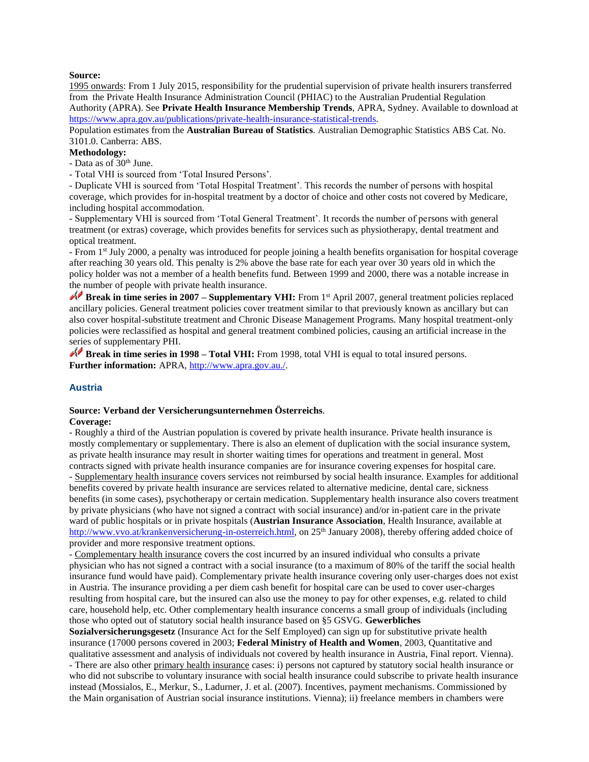**Source:**

1995 onwards: From 1 July 2015, responsibility for the prudential supervision of private health insurers transferred from the Private Health Insurance Administration Council (PHIAC) to the Australian Prudential Regulation Authority (APRA). See **Private Health Insurance Membership Trends**, APRA, Sydney. Available to download at https://www.apra.gov.au/publications/private-health-insurance-statistical-trends.

Population estimates from the **Australian Bureau of Statistics**. Australian Demographic Statistics ABS Cat. No. 3101.0. Canberra: ABS.

**Methodology:**

- Data as of 30th June.
- Total VHI is sourced from 'Total Insured Persons'.
- Duplicate VHI is sourced from 'Total Hospital Treatment'. This records the number of persons with hospital coverage, which provides for in-hospital treatment by a doctor of choice and other costs not covered by Medicare, including hospital accommodation.
- Supplementary VHI is sourced from 'Total General Treatment'. It records the number of persons with general treatment (or extras) coverage, which provides benefits for services such as physiotherapy, dental treatment and optical treatment.
- From 1st July 2000, a penalty was introduced for people joining a health benefits organisation for hospital coverage after reaching 30 years old. This penalty is 2% above the base rate for each year over 30 years old in which the policy holder was not a member of a health benefits fund. Between 1999 and 2000, there was a notable increase in the number of people with private health insurance.

**Break in time series in 2007 – Supplementary VHI:** From 1st April 2007, general treatment policies replaced ancillary policies. General treatment policies cover treatment similar to that previously known as ancillary but can also cover hospital-substitute treatment and Chronic Disease Management Programs. Many hospital treatment-only policies were reclassified as hospital and general treatment combined policies, causing an artificial increase in the series of supplementary PHI.

**Break in time series in 1998 – Total VHI:** From 1998, total VHI is equal to total insured persons.

**Further information:** APRA, http://www.apra.gov.au./.

## Austria

**Source: Verband der Versicherungsunternehmen Österreichs**.

**Coverage:**

- Roughly a third of the Austrian population is covered by private health insurance. Private health insurance is mostly complementary or supplementary. There is also an element of duplication with the social insurance system, as private health insurance may result in shorter waiting times for operations and treatment in general. Most contracts signed with private health insurance companies are for insurance covering expenses for hospital care.
- Supplementary health insurance covers services not reimbursed by social health insurance. Examples for additional benefits covered by private health insurance are services related to alternative medicine, dental care, sickness benefits (in some cases), psychotherapy or certain medication. Supplementary health insurance also covers treatment by private physicians (who have not signed a contract with social insurance) and/or in-patient care in the private ward of public hospitals or in private hospitals (**Austrian Insurance Association**, Health Insurance, available at http://www.vvo.at/krankenversicherung-in-osterreich.html, on 25th January 2008), thereby offering added choice of provider and more responsive treatment options.
- Complementary health insurance covers the cost incurred by an insured individual who consults a private physician who has not signed a contract with a social insurance (to a maximum of 80% of the tariff the social health insurance fund would have paid). Complementary private health insurance covering only user-charges does not exist in Austria. The insurance providing a per diem cash benefit for hospital care can be used to cover user-charges resulting from hospital care, but the insured can also use the money to pay for other expenses, e.g. related to child care, household help, etc. Other complementary health insurance concerns a small group of individuals (including those who opted out of statutory social health insurance based on §5 GSVG. **Gewerbliches Sozialversicherungsgesetz** (Insurance Act for the Self Employed) can sign up for substitutive private health insurance (17000 persons covered in 2003; **Federal Ministry of Health and Women**, 2003, Quantitative and qualitative assessment and analysis of individuals not covered by health insurance in Austria, Final report. Vienna).
- There are also other primary health insurance cases: i) persons not captured by statutory social health insurance or who did not subscribe to voluntary insurance with social health insurance could subscribe to private health insurance instead (Mossialos, E., Merkur, S., Ladurner, J. et al. (2007). Incentives, payment mechanisms. Commissioned by the Main organisation of Austrian social insurance institutions. Vienna); ii) freelance members in chambers were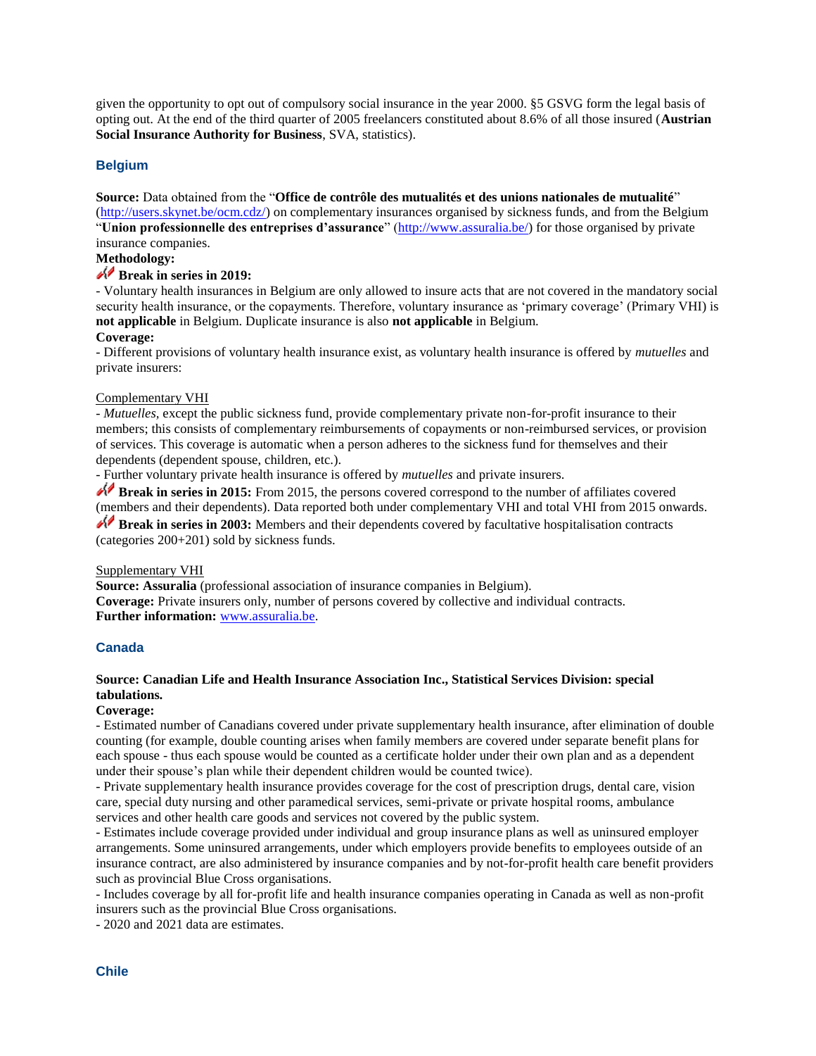given the opportunity to opt out of compulsory social insurance in the year 2000. §5 GSVG form the legal basis of opting out. At the end of the third quarter of 2005 freelancers constituted about 8.6% of all those insured (**Austrian Social Insurance Authority for Business**, SVA, statistics).

## Belgium

**Source:** Data obtained from the "**Office de contrôle des mutualités et des unions nationales de mutualité**" (http://users.skynet.be/ocm.cdz/) on complementary insurances organised by sickness funds, and from the Belgium "**Union professionnelle des entreprises d'assurance**" (http://www.assuralia.be/) for those organised by private insurance companies.

**Methodology:**

**Break in series in 2019:**

- Voluntary health insurances in Belgium are only allowed to insure acts that are not covered in the mandatory social security health insurance, or the copayments. Therefore, voluntary insurance as 'primary coverage' (Primary VHI) is **not applicable** in Belgium. Duplicate insurance is also **not applicable** in Belgium.

**Coverage:**

- Different provisions of voluntary health insurance exist, as voluntary health insurance is offered by *mutuelles* and private insurers:

Complementary VHI

- *Mutuelles*, except the public sickness fund, provide complementary private non-for-profit insurance to their members; this consists of complementary reimbursements of copayments or non-reimbursed services, or provision of services. This coverage is automatic when a person adheres to the sickness fund for themselves and their dependents (dependent spouse, children, etc.).
- Further voluntary private health insurance is offered by *mutuelles* and private insurers.

**Break in series in 2015:** From 2015, the persons covered correspond to the number of affiliates covered (members and their dependents). Data reported both under complementary VHI and total VHI from 2015 onwards.

**Break in series in 2003:** Members and their dependents covered by facultative hospitalisation contracts (categories 200+201) sold by sickness funds.

Supplementary VHI

**Source: Assuralia** (professional association of insurance companies in Belgium).
**Coverage:** Private insurers only, number of persons covered by collective and individual contracts.
**Further information:** www.assuralia.be.

## Canada

**Source: Canadian Life and Health Insurance Association Inc., Statistical Services Division: special tabulations.**

**Coverage:**

- Estimated number of Canadians covered under private supplementary health insurance, after elimination of double counting (for example, double counting arises when family members are covered under separate benefit plans for each spouse - thus each spouse would be counted as a certificate holder under their own plan and as a dependent under their spouse's plan while their dependent children would be counted twice).
- Private supplementary health insurance provides coverage for the cost of prescription drugs, dental care, vision care, special duty nursing and other paramedical services, semi-private or private hospital rooms, ambulance services and other health care goods and services not covered by the public system.
- Estimates include coverage provided under individual and group insurance plans as well as uninsured employer arrangements. Some uninsured arrangements, under which employers provide benefits to employees outside of an insurance contract, are also administered by insurance companies and by not-for-profit health care benefit providers such as provincial Blue Cross organisations.
- Includes coverage by all for-profit life and health insurance companies operating in Canada as well as non-profit insurers such as the provincial Blue Cross organisations.
- 2020 and 2021 data are estimates.

## Chile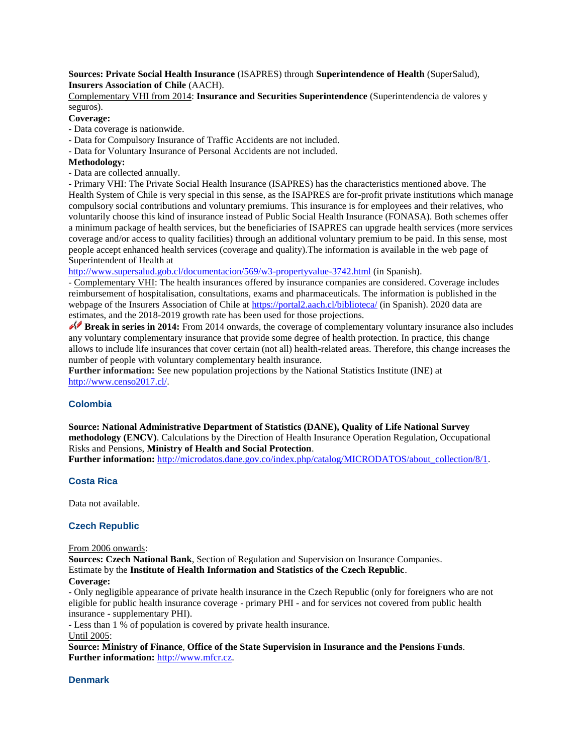**Sources: Private Social Health Insurance** (ISAPRES) through **Superintendence of Health** (SuperSalud), **Insurers Association of Chile** (AACH).

Complementary VHI from 2014: **Insurance and Securities Superintendence** (Superintendencia de valores y seguros).

**Coverage:**

- Data coverage is nationwide.
- Data for Compulsory Insurance of Traffic Accidents are not included.
- Data for Voluntary Insurance of Personal Accidents are not included.

**Methodology:**

- Data are collected annually.
- Primary VHI: The Private Social Health Insurance (ISAPRES) has the characteristics mentioned above. The Health System of Chile is very special in this sense, as the ISAPRES are for-profit private institutions which manage compulsory social contributions and voluntary premiums. This insurance is for employees and their relatives, who voluntarily choose this kind of insurance instead of Public Social Health Insurance (FONASA). Both schemes offer a minimum package of health services, but the beneficiaries of ISAPRES can upgrade health services (more services coverage and/or access to quality facilities) through an additional voluntary premium to be paid. In this sense, most people accept enhanced health services (coverage and quality).The information is available in the web page of Superintendent of Health at http://www.supersalud.gob.cl/documentacion/569/w3-propertyvalue-3742.html (in Spanish).
- Complementary VHI: The health insurances offered by insurance companies are considered. Coverage includes reimbursement of hospitalisation, consultations, exams and pharmaceuticals. The information is published in the webpage of the Insurers Association of Chile at https://portal2.aach.cl/biblioteca/ (in Spanish). 2020 data are estimates, and the 2018-2019 growth rate has been used for those projections.

**Break in series in 2014:** From 2014 onwards, the coverage of complementary voluntary insurance also includes any voluntary complementary insurance that provide some degree of health protection. In practice, this change allows to include life insurances that cover certain (not all) health-related areas. Therefore, this change increases the number of people with voluntary complementary health insurance.

**Further information:** See new population projections by the National Statistics Institute (INE) at http://www.censo2017.cl/.

## Colombia

**Source: National Administrative Department of Statistics (DANE), Quality of Life National Survey methodology (ENCV)**. Calculations by the Direction of Health Insurance Operation Regulation, Occupational Risks and Pensions, **Ministry of Health and Social Protection**.

**Further information:** http://microdatos.dane.gov.co/index.php/catalog/MICRODATOS/about_collection/8/1.

## Costa Rica

Data not available.

## Czech Republic

From 2006 onwards:

**Sources: Czech National Bank**, Section of Regulation and Supervision on Insurance Companies.

Estimate by the **Institute of Health Information and Statistics of the Czech Republic**.

**Coverage:**

- Only negligible appearance of private health insurance in the Czech Republic (only for foreigners who are not eligible for public health insurance coverage - primary PHI - and for services not covered from public health insurance - supplementary PHI).
- Less than 1 % of population is covered by private health insurance.

Until 2005:

**Source: Ministry of Finance**, **Office of the State Supervision in Insurance and the Pensions Funds**.

**Further information:** http://www.mfcr.cz.

## Denmark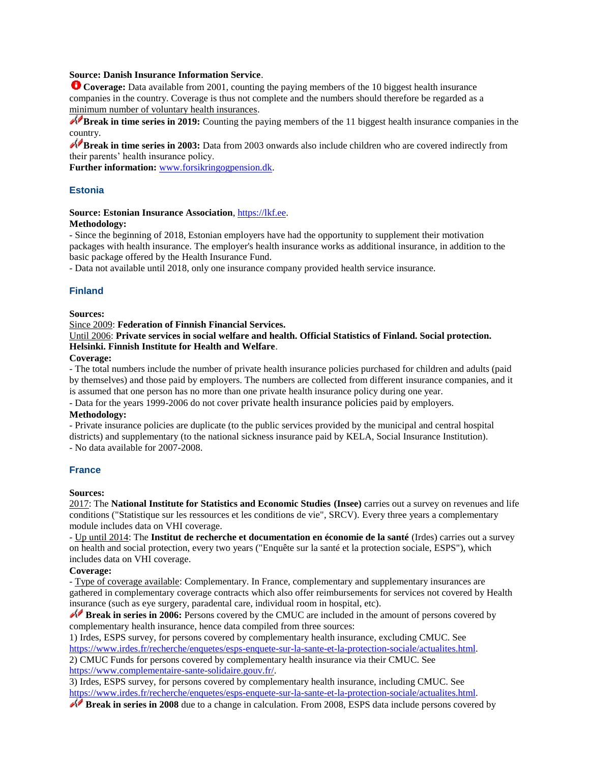**Source: Danish Insurance Information Service**.

**Coverage:** Data available from 2001, counting the paying members of the 10 biggest health insurance companies in the country. Coverage is thus not complete and the numbers should therefore be regarded as a minimum number of voluntary health insurances.

**Break in time series in 2019:** Counting the paying members of the 11 biggest health insurance companies in the country.

**Break in time series in 2003:** Data from 2003 onwards also include children who are covered indirectly from their parents' health insurance policy.

**Further information:** www.forsikringogpension.dk.

### Estonia

**Source: Estonian Insurance Association**, https://lkf.ee.

**Methodology:**

- Since the beginning of 2018, Estonian employers have had the opportunity to supplement their motivation packages with health insurance. The employer's health insurance works as additional insurance, in addition to the basic package offered by the Health Insurance Fund.
- Data not available until 2018, only one insurance company provided health service insurance.

### Finland

**Sources:**

Since 2009: **Federation of Finnish Financial Services.**

Until 2006: **Private services in social welfare and health. Official Statistics of Finland. Social protection. Helsinki. Finnish Institute for Health and Welfare**.

**Coverage:**

- The total numbers include the number of private health insurance policies purchased for children and adults (paid by themselves) and those paid by employers. The numbers are collected from different insurance companies, and it is assumed that one person has no more than one private health insurance policy during one year.
- Data for the years 1999-2006 do not cover private health insurance policies paid by employers.

**Methodology:**

- Private insurance policies are duplicate (to the public services provided by the municipal and central hospital districts) and supplementary (to the national sickness insurance paid by KELA, Social Insurance Institution).
- No data available for 2007-2008.

### France

**Sources:**

2017: The **National Institute for Statistics and Economic Studies (Insee)** carries out a survey on revenues and life conditions ("Statistique sur les ressources et les conditions de vie", SRCV). Every three years a complementary module includes data on VHI coverage.

- Up until 2014: The **Institut de recherche et documentation en économie de la santé** (Irdes) carries out a survey on health and social protection, every two years ("Enquête sur la santé et la protection sociale, ESPS"), which includes data on VHI coverage.

**Coverage:**

- Type of coverage available: Complementary. In France, complementary and supplementary insurances are gathered in complementary coverage contracts which also offer reimbursements for services not covered by Health insurance (such as eye surgery, paradental care, individual room in hospital, etc).

**Break in series in 2006:** Persons covered by the CMUC are included in the amount of persons covered by complementary health insurance, hence data compiled from three sources:

1) Irdes, ESPS survey, for persons covered by complementary health insurance, excluding CMUC. See https://www.irdes.fr/recherche/enquetes/esps-enquete-sur-la-sante-et-la-protection-sociale/actualites.html.
2) CMUC Funds for persons covered by complementary health insurance via their CMUC. See https://www.complementaire-sante-solidaire.gouv.fr/.
3) Irdes, ESPS survey, for persons covered by complementary health insurance, including CMUC. See https://www.irdes.fr/recherche/enquetes/esps-enquete-sur-la-sante-et-la-protection-sociale/actualites.html.

**Break in series in 2008** due to a change in calculation. From 2008, ESPS data include persons covered by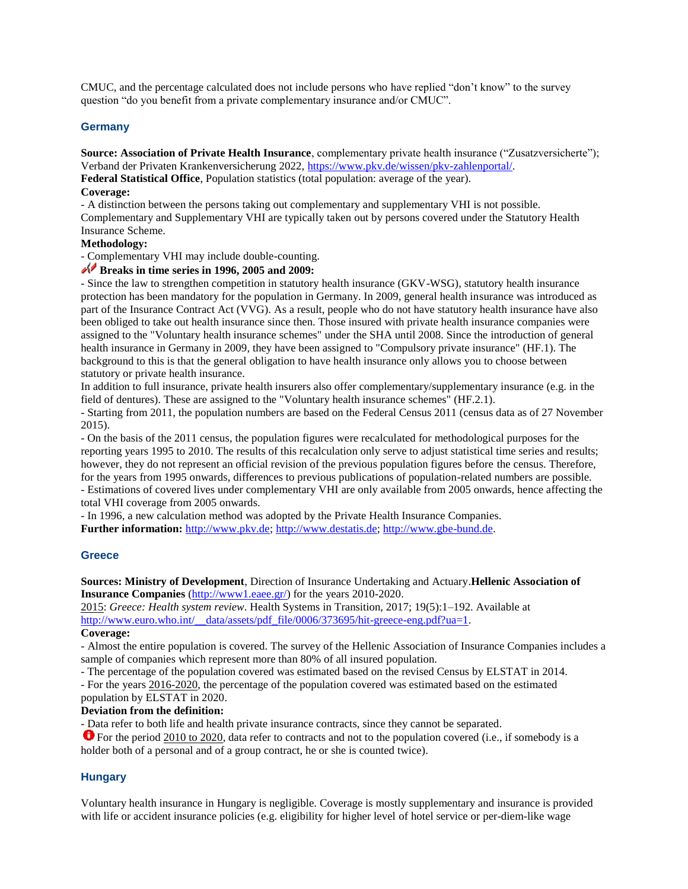CMUC, and the percentage calculated does not include persons who have replied “don’t know” to the survey question “do you benefit from a private complementary insurance and/or CMUC”.

## Germany

**Source: Association of Private Health Insurance**, complementary private health insurance (“Zusatzversicherte”); Verband der Privaten Krankenversicherung 2022, https://www.pkv.de/wissen/pkv-zahlenportal/.
**Federal Statistical Office**, Population statistics (total population: average of the year).
**Coverage:**
- A distinction between the persons taking out complementary and supplementary VHI is not possible. Complementary and Supplementary VHI are typically taken out by persons covered under the Statutory Health Insurance Scheme.

**Methodology:**
- Complementary VHI may include double-counting.

**Breaks in time series in 1996, 2005 and 2009:**
- Since the law to strengthen competition in statutory health insurance (GKV-WSG), statutory health insurance protection has been mandatory for the population in Germany. In 2009, general health insurance was introduced as part of the Insurance Contract Act (VVG). As a result, people who do not have statutory health insurance have also been obliged to take out health insurance since then. Those insured with private health insurance companies were assigned to the "Voluntary health insurance schemes" under the SHA until 2008. Since the introduction of general health insurance in Germany in 2009, they have been assigned to "Compulsory private insurance" (HF.1). The background to this is that the general obligation to have health insurance only allows you to choose between statutory or private health insurance.
In addition to full insurance, private health insurers also offer complementary/supplementary insurance (e.g. in the field of dentures). These are assigned to the "Voluntary health insurance schemes" (HF.2.1).
- Starting from 2011, the population numbers are based on the Federal Census 2011 (census data as of 27 November 2015).
- On the basis of the 2011 census, the population figures were recalculated for methodological purposes for the reporting years 1995 to 2010. The results of this recalculation only serve to adjust statistical time series and results; however, they do not represent an official revision of the previous population figures before the census. Therefore, for the years from 1995 onwards, differences to previous publications of population-related numbers are possible.
- Estimations of covered lives under complementary VHI are only available from 2005 onwards, hence affecting the total VHI coverage from 2005 onwards.
- In 1996, a new calculation method was adopted by the Private Health Insurance Companies.

**Further information:** http://www.pkv.de; http://www.destatis.de; http://www.gbe-bund.de.

## Greece

**Sources: Ministry of Development**, Direction of Insurance Undertaking and Actuary.**Hellenic Association of Insurance Companies** (http://www1.eaee.gr/) for the years 2010-2020.
2015: *Greece: Health system review*. Health Systems in Transition, 2017; 19(5):1–192. Available at http://www.euro.who.int/__data/assets/pdf_file/0006/373695/hit-greece-eng.pdf?ua=1.
**Coverage:**
- Almost the entire population is covered. The survey of the Hellenic Association of Insurance Companies includes a sample of companies which represent more than 80% of all insured population.
- The percentage of the population covered was estimated based on the revised Census by ELSTAT in 2014.
- For the years 2016-2020, the percentage of the population covered was estimated based on the estimated population by ELSTAT in 2020.

**Deviation from the definition:**
- Data refer to both life and health private insurance contracts, since they cannot be separated.

For the period 2010 to 2020, data refer to contracts and not to the population covered (i.e., if somebody is a holder both of a personal and of a group contract, he or she is counted twice).

## Hungary

Voluntary health insurance in Hungary is negligible. Coverage is mostly supplementary and insurance is provided with life or accident insurance policies (e.g. eligibility for higher level of hotel service or per-diem-like wage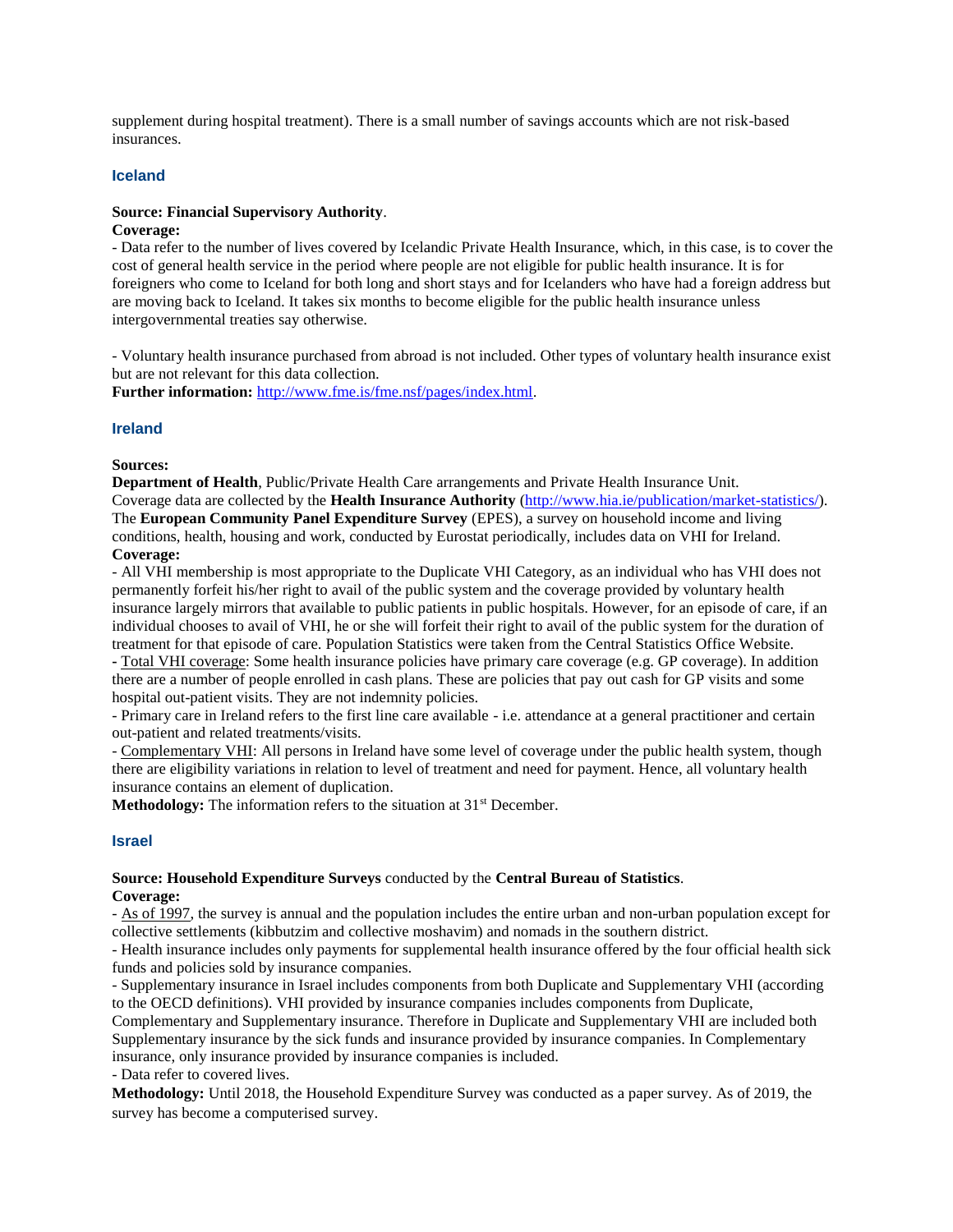supplement during hospital treatment). There is a small number of savings accounts which are not risk-based insurances.

## Iceland

**Source: Financial Supervisory Authority**.

**Coverage:**

- Data refer to the number of lives covered by Icelandic Private Health Insurance, which, in this case, is to cover the cost of general health service in the period where people are not eligible for public health insurance. It is for foreigners who come to Iceland for both long and short stays and for Icelanders who have had a foreign address but are moving back to Iceland. It takes six months to become eligible for the public health insurance unless intergovernmental treaties say otherwise.

- Voluntary health insurance purchased from abroad is not included. Other types of voluntary health insurance exist but are not relevant for this data collection.

**Further information:** http://www.fme.is/fme.nsf/pages/index.html.

## Ireland

**Sources:**

**Department of Health**, Public/Private Health Care arrangements and Private Health Insurance Unit.

Coverage data are collected by the **Health Insurance Authority** (http://www.hia.ie/publication/market-statistics/).

The **European Community Panel Expenditure Survey** (EPES), a survey on household income and living conditions, health, housing and work, conducted by Eurostat periodically, includes data on VHI for Ireland.

**Coverage:**

- All VHI membership is most appropriate to the Duplicate VHI Category, as an individual who has VHI does not permanently forfeit his/her right to avail of the public system and the coverage provided by voluntary health insurance largely mirrors that available to public patients in public hospitals. However, for an episode of care, if an individual chooses to avail of VHI, he or she will forfeit their right to avail of the public system for the duration of treatment for that episode of care. Population Statistics were taken from the Central Statistics Office Website.

- Total VHI coverage: Some health insurance policies have primary care coverage (e.g. GP coverage). In addition there are a number of people enrolled in cash plans. These are policies that pay out cash for GP visits and some hospital out-patient visits. They are not indemnity policies.

- Primary care in Ireland refers to the first line care available - i.e. attendance at a general practitioner and certain out-patient and related treatments/visits.

- Complementary VHI: All persons in Ireland have some level of coverage under the public health system, though there are eligibility variations in relation to level of treatment and need for payment. Hence, all voluntary health insurance contains an element of duplication.

**Methodology:** The information refers to the situation at 31st December.

## Israel

**Source: Household Expenditure Surveys** conducted by the **Central Bureau of Statistics**.

**Coverage:**

- As of 1997, the survey is annual and the population includes the entire urban and non-urban population except for collective settlements (kibbutzim and collective moshavim) and nomads in the southern district.

- Health insurance includes only payments for supplemental health insurance offered by the four official health sick funds and policies sold by insurance companies.

- Supplementary insurance in Israel includes components from both Duplicate and Supplementary VHI (according to the OECD definitions). VHI provided by insurance companies includes components from Duplicate, Complementary and Supplementary insurance. Therefore in Duplicate and Supplementary VHI are included both Supplementary insurance by the sick funds and insurance provided by insurance companies. In Complementary insurance, only insurance provided by insurance companies is included.

- Data refer to covered lives.

**Methodology:** Until 2018, the Household Expenditure Survey was conducted as a paper survey. As of 2019, the survey has become a computerised survey.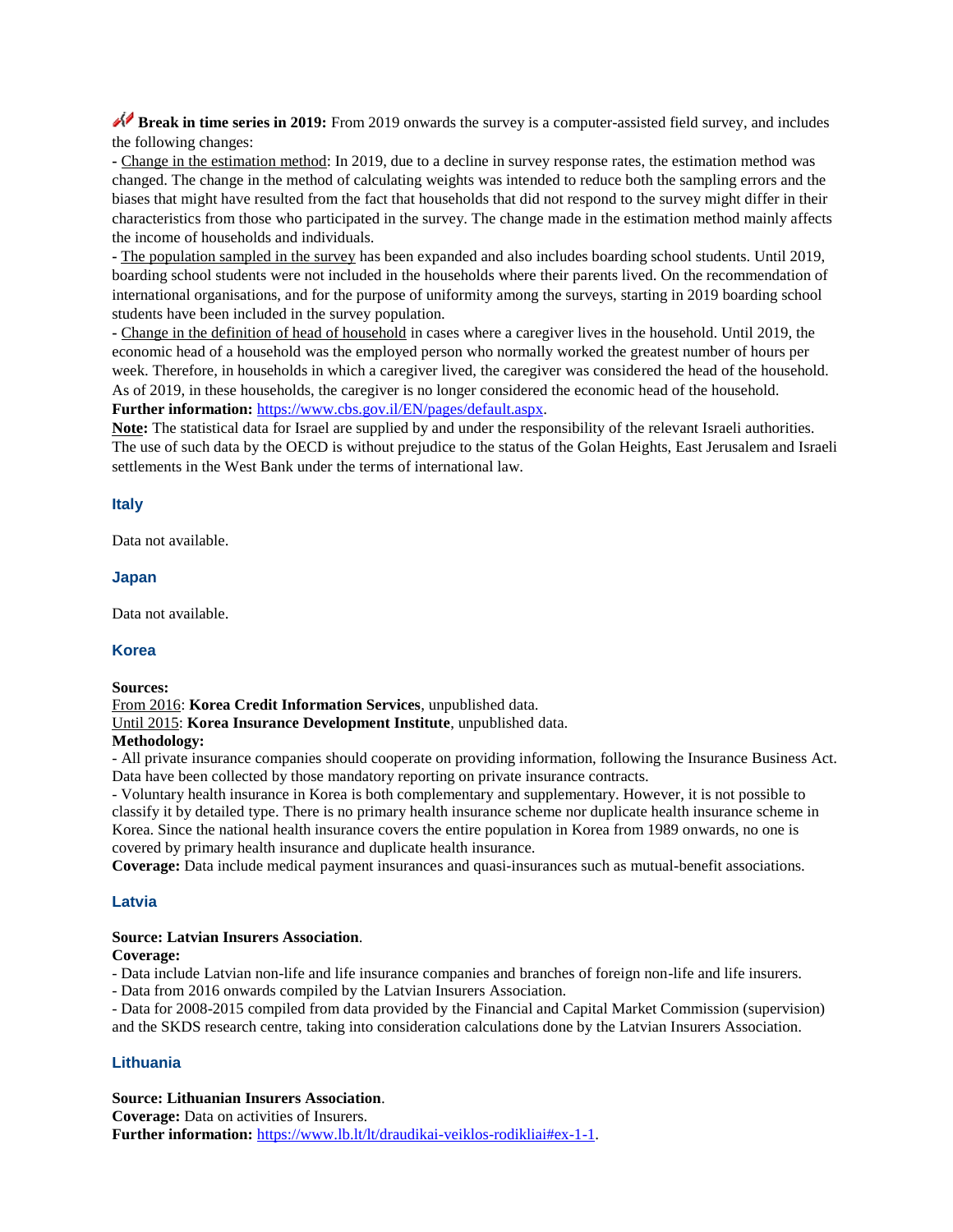**Break in time series in 2019:** From 2019 onwards the survey is a computer-assisted field survey, and includes the following changes:

- Change in the estimation method: In 2019, due to a decline in survey response rates, the estimation method was changed. The change in the method of calculating weights was intended to reduce both the sampling errors and the biases that might have resulted from the fact that households that did not respond to the survey might differ in their characteristics from those who participated in the survey. The change made in the estimation method mainly affects the income of households and individuals.
- The population sampled in the survey has been expanded and also includes boarding school students. Until 2019, boarding school students were not included in the households where their parents lived. On the recommendation of international organisations, and for the purpose of uniformity among the surveys, starting in 2019 boarding school students have been included in the survey population.
- Change in the definition of head of household in cases where a caregiver lives in the household. Until 2019, the economic head of a household was the employed person who normally worked the greatest number of hours per week. Therefore, in households in which a caregiver lived, the caregiver was considered the head of the household. As of 2019, in these households, the caregiver is no longer considered the economic head of the household.

**Further information:** https://www.cbs.gov.il/EN/pages/default.aspx.

**Note:** The statistical data for Israel are supplied by and under the responsibility of the relevant Israeli authorities. The use of such data by the OECD is without prejudice to the status of the Golan Heights, East Jerusalem and Israeli settlements in the West Bank under the terms of international law.

### Italy

Data not available.

### Japan

Data not available.

### Korea

**Sources:**
From 2016: **Korea Credit Information Services**, unpublished data.
Until 2015: **Korea Insurance Development Institute**, unpublished data.

**Methodology:**

- All private insurance companies should cooperate on providing information, following the Insurance Business Act. Data have been collected by those mandatory reporting on private insurance contracts.
- Voluntary health insurance in Korea is both complementary and supplementary. However, it is not possible to classify it by detailed type. There is no primary health insurance scheme nor duplicate health insurance scheme in Korea. Since the national health insurance covers the entire population in Korea from 1989 onwards, no one is covered by primary health insurance and duplicate health insurance.

**Coverage:** Data include medical payment insurances and quasi-insurances such as mutual-benefit associations.

### Latvia

**Source: Latvian Insurers Association**.
**Coverage:**

- Data include Latvian non-life and life insurance companies and branches of foreign non-life and life insurers.
- Data from 2016 onwards compiled by the Latvian Insurers Association.
- Data for 2008-2015 compiled from data provided by the Financial and Capital Market Commission (supervision) and the SKDS research centre, taking into consideration calculations done by the Latvian Insurers Association.

### Lithuania

**Source: Lithuanian Insurers Association**.
**Coverage:** Data on activities of Insurers.
**Further information:** https://www.lb.lt/lt/draudikai-veiklos-rodikliai#ex-1-1.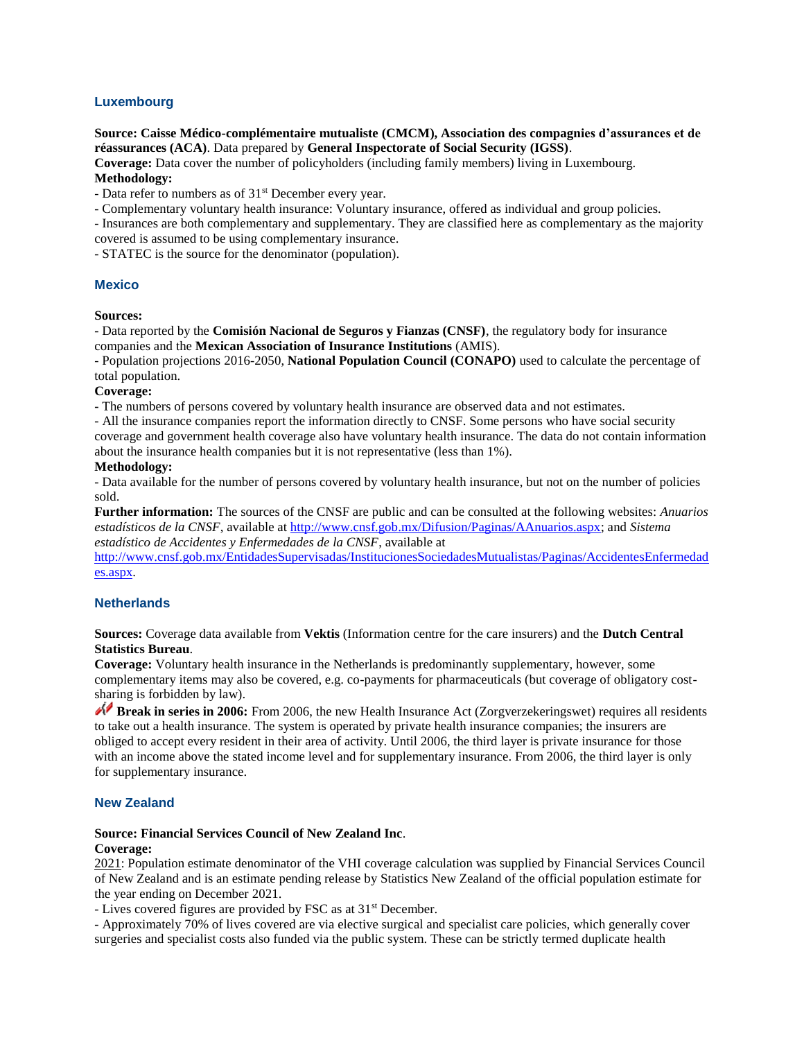## Luxembourg

**Source: Caisse Médico-complémentaire mutualiste (CMCM), Association des compagnies d'assurances et de réassurances (ACA)**. Data prepared by **General Inspectorate of Social Security (IGSS)**.

**Coverage:** Data cover the number of policyholders (including family members) living in Luxembourg.

**Methodology:**

- Data refer to numbers as of 31st December every year.
- Complementary voluntary health insurance: Voluntary insurance, offered as individual and group policies.
- Insurances are both complementary and supplementary. They are classified here as complementary as the majority covered is assumed to be using complementary insurance.
- STATEC is the source for the denominator (population).

## Mexico

**Sources:**

- Data reported by the **Comisión Nacional de Seguros y Fianzas (CNSF)**, the regulatory body for insurance companies and the **Mexican Association of Insurance Institutions** (AMIS).
- Population projections 2016-2050, **National Population Council (CONAPO)** used to calculate the percentage of total population.

**Coverage:**

- The numbers of persons covered by voluntary health insurance are observed data and not estimates.
- All the insurance companies report the information directly to CNSF. Some persons who have social security coverage and government health coverage also have voluntary health insurance. The data do not contain information about the insurance health companies but it is not representative (less than 1%).

**Methodology:**

- Data available for the number of persons covered by voluntary health insurance, but not on the number of policies sold.

**Further information:** The sources of the CNSF are public and can be consulted at the following websites: *Anuarios estadísticos de la CNSF*, available at http://www.cnsf.gob.mx/Difusion/Paginas/AAnuarios.aspx; and *Sistema estadístico de Accidentes y Enfermedades de la CNSF*, available at http://www.cnsf.gob.mx/EntidadesSupervisadas/InstitucionesSociedadesMutualistas/Paginas/AccidentesEnfermedades.aspx.

## Netherlands

**Sources:** Coverage data available from **Vektis** (Information centre for the care insurers) and the **Dutch Central Statistics Bureau**.

**Coverage:** Voluntary health insurance in the Netherlands is predominantly supplementary, however, some complementary items may also be covered, e.g. co-payments for pharmaceuticals (but coverage of obligatory cost-sharing is forbidden by law).

**Break in series in 2006:** From 2006, the new Health Insurance Act (Zorgverzekeringswet) requires all residents to take out a health insurance. The system is operated by private health insurance companies; the insurers are obliged to accept every resident in their area of activity. Until 2006, the third layer is private insurance for those with an income above the stated income level and for supplementary insurance. From 2006, the third layer is only for supplementary insurance.

## New Zealand

**Source: Financial Services Council of New Zealand Inc**.

**Coverage:**

2021: Population estimate denominator of the VHI coverage calculation was supplied by Financial Services Council of New Zealand and is an estimate pending release by Statistics New Zealand of the official population estimate for the year ending on December 2021.

- Lives covered figures are provided by FSC as at 31st December.
- Approximately 70% of lives covered are via elective surgical and specialist care policies, which generally cover surgeries and specialist costs also funded via the public system. These can be strictly termed duplicate health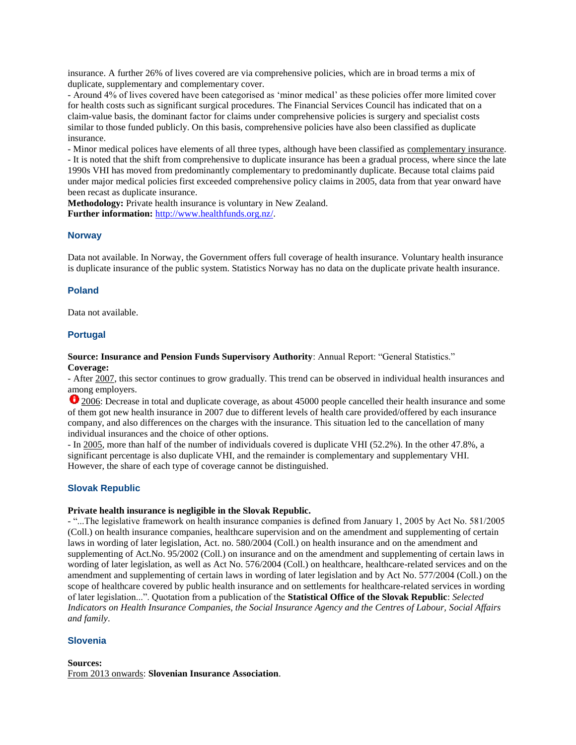insurance. A further 26% of lives covered are via comprehensive policies, which are in broad terms a mix of duplicate, supplementary and complementary cover.
- Around 4% of lives covered have been categorised as 'minor medical' as these policies offer more limited cover for health costs such as significant surgical procedures. The Financial Services Council has indicated that on a claim-value basis, the dominant factor for claims under comprehensive policies is surgery and specialist costs similar to those funded publicly. On this basis, comprehensive policies have also been classified as duplicate insurance.
- Minor medical polices have elements of all three types, although have been classified as complementary insurance.
- It is noted that the shift from comprehensive to duplicate insurance has been a gradual process, where since the late 1990s VHI has moved from predominantly complementary to predominantly duplicate. Because total claims paid under major medical policies first exceeded comprehensive policy claims in 2005, data from that year onward have been recast as duplicate insurance.
**Methodology:** Private health insurance is voluntary in New Zealand.
**Further information:** http://www.healthfunds.org.nz/.

### Norway

Data not available. In Norway, the Government offers full coverage of health insurance. Voluntary health insurance is duplicate insurance of the public system. Statistics Norway has no data on the duplicate private health insurance.

### Poland

Data not available.

### Portugal

**Source: Insurance and Pension Funds Supervisory Authority**: Annual Report: "General Statistics."
**Coverage:**
- After 2007, this sector continues to grow gradually. This trend can be observed in individual health insurances and among employers.
2006: Decrease in total and duplicate coverage, as about 45000 people cancelled their health insurance and some of them got new health insurance in 2007 due to different levels of health care provided/offered by each insurance company, and also differences on the charges with the insurance. This situation led to the cancellation of many individual insurances and the choice of other options.
- In 2005, more than half of the number of individuals covered is duplicate VHI (52.2%). In the other 47.8%, a significant percentage is also duplicate VHI, and the remainder is complementary and supplementary VHI. However, the share of each type of coverage cannot be distinguished.

### Slovak Republic

**Private health insurance is negligible in the Slovak Republic.**
- "...The legislative framework on health insurance companies is defined from January 1, 2005 by Act No. 581/2005 (Coll.) on health insurance companies, healthcare supervision and on the amendment and supplementing of certain laws in wording of later legislation, Act. no. 580/2004 (Coll.) on health insurance and on the amendment and supplementing of Act.No. 95/2002 (Coll.) on insurance and on the amendment and supplementing of certain laws in wording of later legislation, as well as Act No. 576/2004 (Coll.) on healthcare, healthcare-related services and on the amendment and supplementing of certain laws in wording of later legislation and by Act No. 577/2004 (Coll.) on the scope of healthcare covered by public health insurance and on settlements for healthcare-related services in wording of later legislation...". Quotation from a publication of the **Statistical Office of the Slovak Republic**: *Selected Indicators on Health Insurance Companies, the Social Insurance Agency and the Centres of Labour, Social Affairs and family*.

### Slovenia

**Sources:**
From 2013 onwards: **Slovenian Insurance Association**.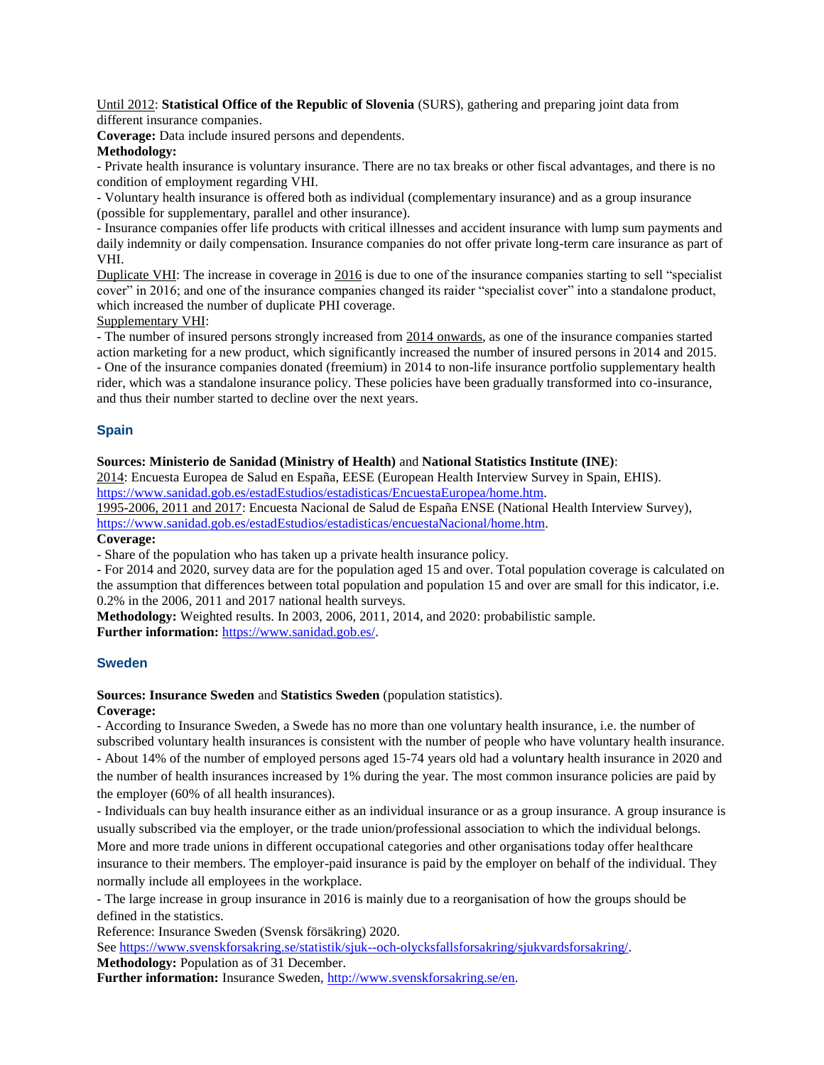Until 2012: **Statistical Office of the Republic of Slovenia** (SURS), gathering and preparing joint data from different insurance companies.

**Coverage:** Data include insured persons and dependents.

**Methodology:**

- Private health insurance is voluntary insurance. There are no tax breaks or other fiscal advantages, and there is no condition of employment regarding VHI.
- Voluntary health insurance is offered both as individual (complementary insurance) and as a group insurance (possible for supplementary, parallel and other insurance).
- Insurance companies offer life products with critical illnesses and accident insurance with lump sum payments and daily indemnity or daily compensation. Insurance companies do not offer private long-term care insurance as part of VHI.

Duplicate VHI: The increase in coverage in 2016 is due to one of the insurance companies starting to sell "specialist cover" in 2016; and one of the insurance companies changed its raider "specialist cover" into a standalone product, which increased the number of duplicate PHI coverage.

Supplementary VHI:

- The number of insured persons strongly increased from 2014 onwards, as one of the insurance companies started action marketing for a new product, which significantly increased the number of insured persons in 2014 and 2015.
- One of the insurance companies donated (freemium) in 2014 to non-life insurance portfolio supplementary health rider, which was a standalone insurance policy. These policies have been gradually transformed into co-insurance, and thus their number started to decline over the next years.

## Spain

**Sources: Ministerio de Sanidad (Ministry of Health)** and **National Statistics Institute (INE)**:

2014: Encuesta Europea de Salud en España, EESE (European Health Interview Survey in Spain, EHIS). https://www.sanidad.gob.es/estadEstudios/estadisticas/EncuestaEuropea/home.htm.

1995-2006, 2011 and 2017: Encuesta Nacional de Salud de España ENSE (National Health Interview Survey), https://www.sanidad.gob.es/estadEstudios/estadisticas/encuestaNacional/home.htm.

**Coverage:**

- Share of the population who has taken up a private health insurance policy.
- For 2014 and 2020, survey data are for the population aged 15 and over. Total population coverage is calculated on the assumption that differences between total population and population 15 and over are small for this indicator, i.e. 0.2% in the 2006, 2011 and 2017 national health surveys.

**Methodology:** Weighted results. In 2003, 2006, 2011, 2014, and 2020: probabilistic sample.

**Further information:** https://www.sanidad.gob.es/.

## Sweden

**Sources: Insurance Sweden** and **Statistics Sweden** (population statistics).

**Coverage:**

- According to Insurance Sweden, a Swede has no more than one voluntary health insurance, i.e. the number of subscribed voluntary health insurances is consistent with the number of people who have voluntary health insurance.
- About 14% of the number of employed persons aged 15-74 years old had a voluntary health insurance in 2020 and the number of health insurances increased by 1% during the year. The most common insurance policies are paid by the employer (60% of all health insurances).
- Individuals can buy health insurance either as an individual insurance or as a group insurance. A group insurance is usually subscribed via the employer, or the trade union/professional association to which the individual belongs. More and more trade unions in different occupational categories and other organisations today offer healthcare insurance to their members. The employer-paid insurance is paid by the employer on behalf of the individual. They normally include all employees in the workplace.
- The large increase in group insurance in 2016 is mainly due to a reorganisation of how the groups should be defined in the statistics.

Reference: Insurance Sweden (Svensk försäkring) 2020.

See https://www.svenskforsakring.se/statistik/sjuk--och-olycksfallsforsakring/sjukvardsforsakring/.

**Methodology:** Population as of 31 December.

**Further information:** Insurance Sweden, http://www.svenskforsakring.se/en.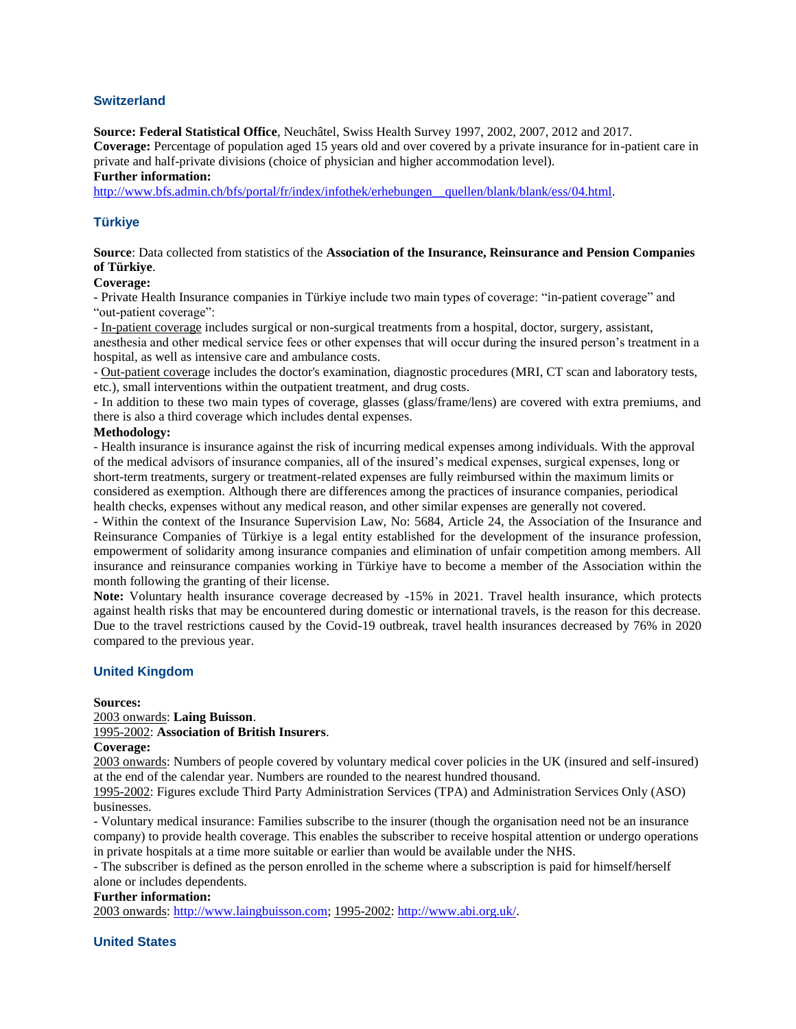## Switzerland

**Source: Federal Statistical Office**, Neuchâtel, Swiss Health Survey 1997, 2002, 2007, 2012 and 2017.
**Coverage:** Percentage of population aged 15 years old and over covered by a private insurance for in-patient care in private and half-private divisions (choice of physician and higher accommodation level).
**Further information:**
http://www.bfs.admin.ch/bfs/portal/fr/index/infothek/erhebungen__quellen/blank/blank/ess/04.html.

## Türkiye

**Source**: Data collected from statistics of the **Association of the Insurance, Reinsurance and Pension Companies of Türkiye**.
**Coverage:**
- Private Health Insurance companies in Türkiye include two main types of coverage: "in-patient coverage" and "out-patient coverage":
- In-patient coverage includes surgical or non-surgical treatments from a hospital, doctor, surgery, assistant, anesthesia and other medical service fees or other expenses that will occur during the insured person's treatment in a hospital, as well as intensive care and ambulance costs.
- Out-patient coverage includes the doctor's examination, diagnostic procedures (MRI, CT scan and laboratory tests, etc.), small interventions within the outpatient treatment, and drug costs.
- In addition to these two main types of coverage, glasses (glass/frame/lens) are covered with extra premiums, and there is also a third coverage which includes dental expenses.

**Methodology:**
- Health insurance is insurance against the risk of incurring medical expenses among individuals. With the approval of the medical advisors of insurance companies, all of the insured's medical expenses, surgical expenses, long or short-term treatments, surgery or treatment-related expenses are fully reimbursed within the maximum limits or considered as exemption. Although there are differences among the practices of insurance companies, periodical health checks, expenses without any medical reason, and other similar expenses are generally not covered.
- Within the context of the Insurance Supervision Law, No: 5684, Article 24, the Association of the Insurance and Reinsurance Companies of Türkiye is a legal entity established for the development of the insurance profession, empowerment of solidarity among insurance companies and elimination of unfair competition among members. All insurance and reinsurance companies working in Türkiye have to become a member of the Association within the month following the granting of their license.

**Note:** Voluntary health insurance coverage decreased by -15% in 2021. Travel health insurance, which protects against health risks that may be encountered during domestic or international travels, is the reason for this decrease. Due to the travel restrictions caused by the Covid-19 outbreak, travel health insurances decreased by 76% in 2020 compared to the previous year.

## United Kingdom

**Sources:**
2003 onwards: **Laing Buisson**.
1995-2002: **Association of British Insurers**.
**Coverage:**
2003 onwards: Numbers of people covered by voluntary medical cover policies in the UK (insured and self-insured) at the end of the calendar year. Numbers are rounded to the nearest hundred thousand.
1995-2002: Figures exclude Third Party Administration Services (TPA) and Administration Services Only (ASO) businesses.
- Voluntary medical insurance: Families subscribe to the insurer (though the organisation need not be an insurance company) to provide health coverage. This enables the subscriber to receive hospital attention or undergo operations in private hospitals at a time more suitable or earlier than would be available under the NHS.
- The subscriber is defined as the person enrolled in the scheme where a subscription is paid for himself/herself alone or includes dependents.

**Further information:**
2003 onwards: http://www.laingbuisson.com; 1995-2002: http://www.abi.org.uk/.

## United States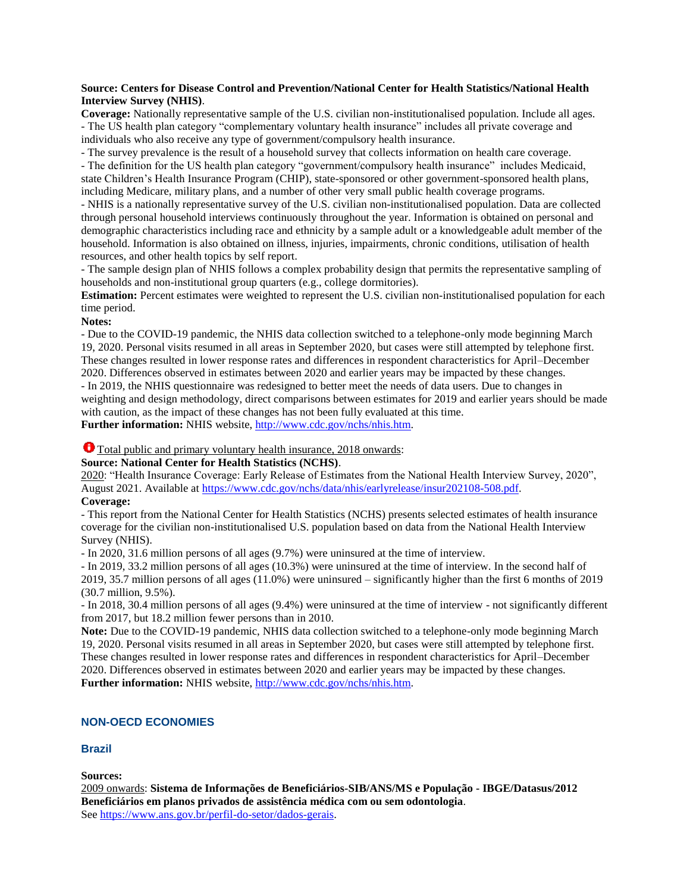**Source: Centers for Disease Control and Prevention/National Center for Health Statistics/National Health Interview Survey (NHIS)**.

**Coverage:** Nationally representative sample of the U.S. civilian non-institutionalised population. Include all ages.

- The US health plan category "complementary voluntary health insurance" includes all private coverage and individuals who also receive any type of government/compulsory health insurance.
- The survey prevalence is the result of a household survey that collects information on health care coverage.
- The definition for the US health plan category "government/compulsory health insurance" includes Medicaid, state Children's Health Insurance Program (CHIP), state-sponsored or other government-sponsored health plans, including Medicare, military plans, and a number of other very small public health coverage programs.
- NHIS is a nationally representative survey of the U.S. civilian non-institutionalised population. Data are collected through personal household interviews continuously throughout the year. Information is obtained on personal and demographic characteristics including race and ethnicity by a sample adult or a knowledgeable adult member of the household. Information is also obtained on illness, injuries, impairments, chronic conditions, utilisation of health resources, and other health topics by self report.
- The sample design plan of NHIS follows a complex probability design that permits the representative sampling of households and non-institutional group quarters (e.g., college dormitories).

**Estimation:** Percent estimates were weighted to represent the U.S. civilian non-institutionalised population for each time period.

**Notes:**

- Due to the COVID-19 pandemic, the NHIS data collection switched to a telephone-only mode beginning March 19, 2020. Personal visits resumed in all areas in September 2020, but cases were still attempted by telephone first. These changes resulted in lower response rates and differences in respondent characteristics for April–December 2020. Differences observed in estimates between 2020 and earlier years may be impacted by these changes.
- In 2019, the NHIS questionnaire was redesigned to better meet the needs of data users. Due to changes in weighting and design methodology, direct comparisons between estimates for 2019 and earlier years should be made with caution, as the impact of these changes has not been fully evaluated at this time.

**Further information:** NHIS website, http://www.cdc.gov/nchs/nhis.htm.

Total public and primary voluntary health insurance, 2018 onwards:

**Source: National Center for Health Statistics (NCHS)**.

2020: "Health Insurance Coverage: Early Release of Estimates from the National Health Interview Survey, 2020", August 2021. Available at https://www.cdc.gov/nchs/data/nhis/earlyrelease/insur202108-508.pdf.

**Coverage:**

- This report from the National Center for Health Statistics (NCHS) presents selected estimates of health insurance coverage for the civilian non-institutionalised U.S. population based on data from the National Health Interview Survey (NHIS).
- In 2020, 31.6 million persons of all ages (9.7%) were uninsured at the time of interview.
- In 2019, 33.2 million persons of all ages (10.3%) were uninsured at the time of interview. In the second half of 2019, 35.7 million persons of all ages (11.0%) were uninsured – significantly higher than the first 6 months of 2019 (30.7 million, 9.5%).
- In 2018, 30.4 million persons of all ages (9.4%) were uninsured at the time of interview - not significantly different from 2017, but 18.2 million fewer persons than in 2010.

**Note:** Due to the COVID-19 pandemic, NHIS data collection switched to a telephone-only mode beginning March 19, 2020. Personal visits resumed in all areas in September 2020, but cases were still attempted by telephone first. These changes resulted in lower response rates and differences in respondent characteristics for April–December 2020. Differences observed in estimates between 2020 and earlier years may be impacted by these changes.

**Further information:** NHIS website, http://www.cdc.gov/nchs/nhis.htm.

## NON-OECD ECONOMIES

### Brazil

**Sources:**

2009 onwards: **Sistema de Informações de Beneficiários-SIB/ANS/MS e População - IBGE/Datasus/2012 Beneficiários em planos privados de assistência médica com ou sem odontologia**.

See https://www.ans.gov.br/perfil-do-setor/dados-gerais.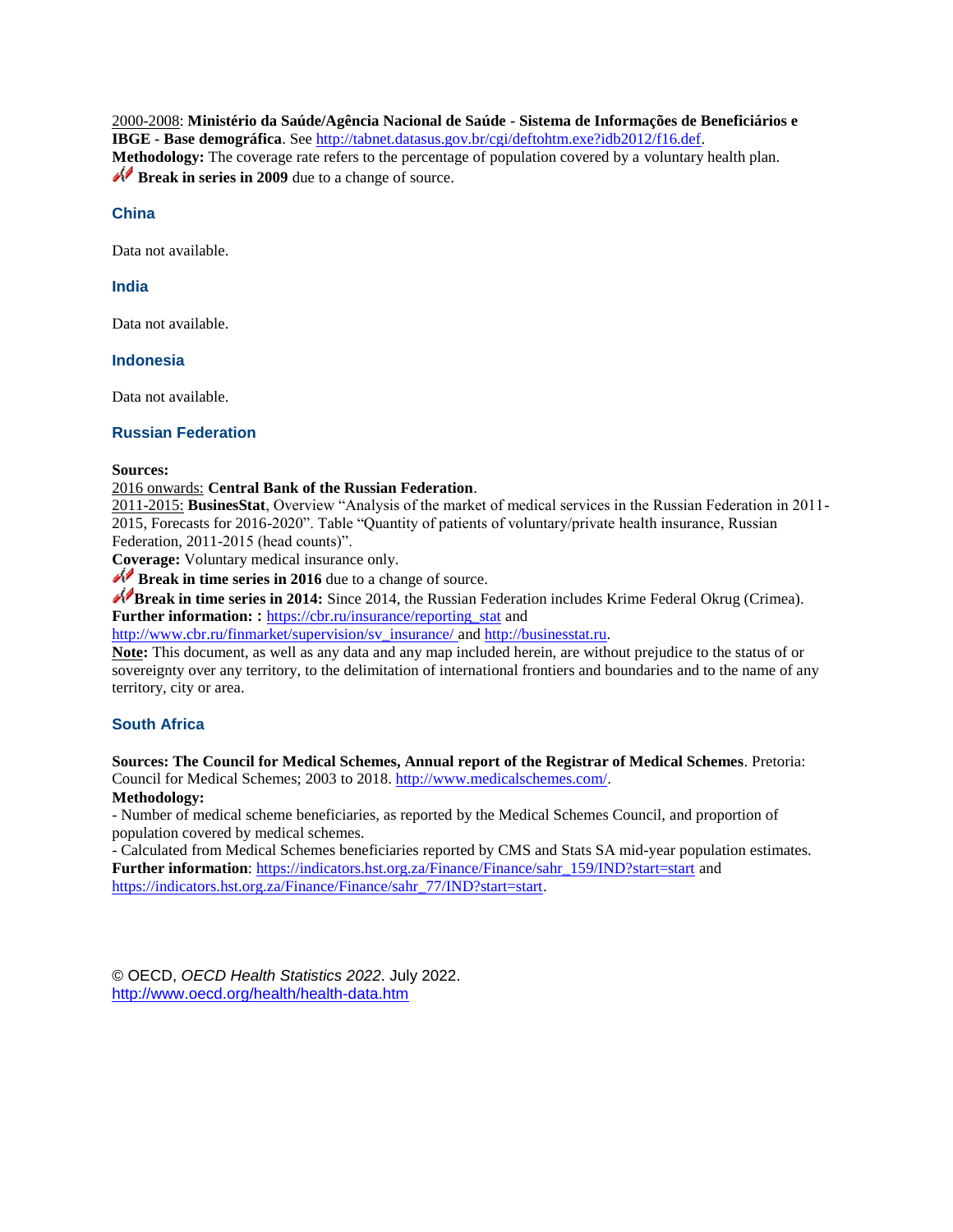2000-2008: **Ministério da Saúde/Agência Nacional de Saúde - Sistema de Informações de Beneficiários e IBGE - Base demográfica**. See http://tabnet.datasus.gov.br/cgi/deftohtm.exe?idb2012/f16.def.
**Methodology:** The coverage rate refers to the percentage of population covered by a voluntary health plan.
**Break in series in 2009** due to a change of source.

### China

Data not available.

### India

Data not available.

### Indonesia

Data not available.

### Russian Federation

**Sources:**
2016 onwards: **Central Bank of the Russian Federation**.
2011-2015: **BusinesStat**, Overview "Analysis of the market of medical services in the Russian Federation in 2011-2015, Forecasts for 2016-2020". Table "Quantity of patients of voluntary/private health insurance, Russian Federation, 2011-2015 (head counts)".
**Coverage:** Voluntary medical insurance only.
**Break in time series in 2016** due to a change of source.
**Break in time series in 2014:** Since 2014, the Russian Federation includes Krime Federal Okrug (Crimea).
**Further information: :** https://cbr.ru/insurance/reporting_stat and http://www.cbr.ru/finmarket/supervision/sv_insurance/ and http://businesstat.ru.
**Note:** This document, as well as any data and any map included herein, are without prejudice to the status of or sovereignty over any territory, to the delimitation of international frontiers and boundaries and to the name of any territory, city or area.

### South Africa

**Sources: The Council for Medical Schemes, Annual report of the Registrar of Medical Schemes**. Pretoria: Council for Medical Schemes; 2003 to 2018. http://www.medicalschemes.com/.
**Methodology:**
- Number of medical scheme beneficiaries, as reported by the Medical Schemes Council, and proportion of population covered by medical schemes.
- Calculated from Medical Schemes beneficiaries reported by CMS and Stats SA mid-year population estimates.

**Further information**: https://indicators.hst.org.za/Finance/Finance/sahr_159/IND?start=start and https://indicators.hst.org.za/Finance/Finance/sahr_77/IND?start=start.

© OECD, *OECD Health Statistics 2022*. July 2022.
http://www.oecd.org/health/health-data.htm